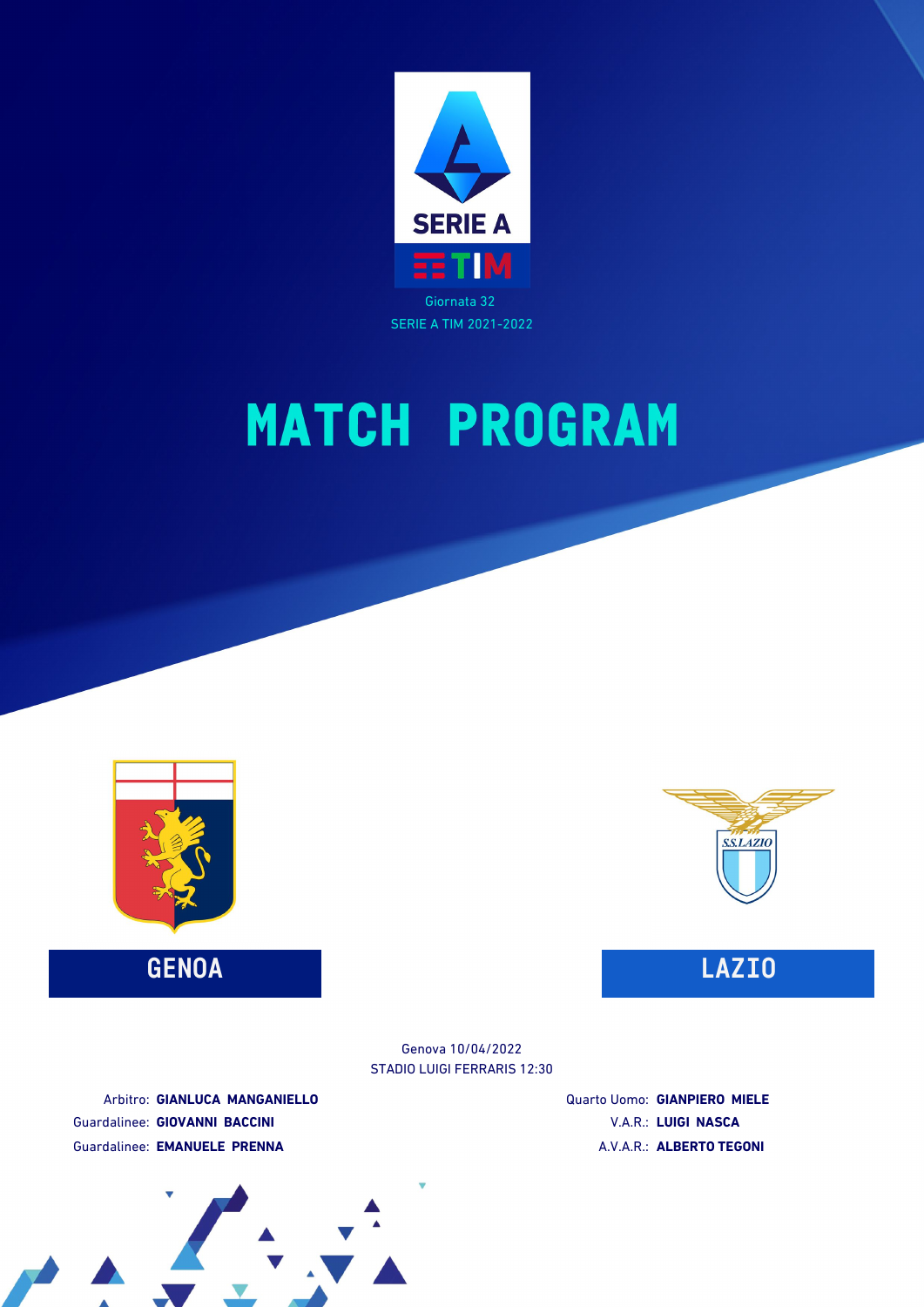SERIE A TIM

Giornata 32

SERIE A TIM 2021-2022

# MATCH PROGRAM

**GENOA** — **LAZIO**

Genova 10/04/2022

STADIO LUIGI FERRARIS 12:30

Arbitro: **GIANLUCA MANGANIELLO**

Guardalinee: **GIOVANNI BACCINI**

Guardalinee: **EMANUELE PRENNA**

Quarto Uomo: **GIANPIERO MIELE**

V.A.R.: **LUIGI NASCA**

A.V.A.R.: **ALBERTO TEGONI**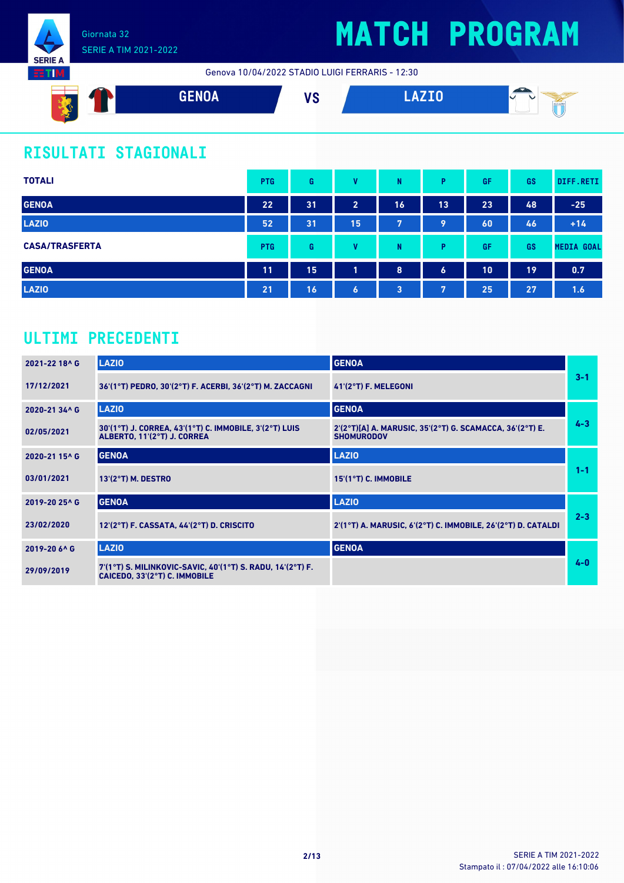# MATCH PROGRAM

Giornata 32
SERIE A TIM 2021-2022

Genova 10/04/2022 STADIO LUIGI FERRARIS - 12:30

**GENOA** VS **LAZIO**

## RISULTATI STAGIONALI

| TOTALI | PTG | G | V | N | P | GF | GS | DIFF.RETI |
|---|---|---|---|---|---|---|---|---|
| GENOA | 22 | 31 | 2 | 16 | 13 | 23 | 48 | -25 |
| LAZIO | 52 | 31 | 15 | 7 | 9 | 60 | 46 | +14 |

| CASA/TRASFERTA | PTG | G | V | N | P | GF | GS | MEDIA GOAL |
|---|---|---|---|---|---|---|---|---|
| GENOA | 11 | 15 | 1 | 8 | 6 | 10 | 19 | 0.7 |
| LAZIO | 21 | 16 | 6 | 3 | 7 | 25 | 27 | 1.6 |

## ULTIMI PRECEDENTI

| Giornata / Data | Casa | Trasferta | Risultato |
|---|---|---|---|
| 2021-22 18^ G | LAZIO | GENOA | 3-1 |
| 17/12/2021 | 36'(1°T) PEDRO, 30'(2°T) F. ACERBI, 36'(2°T) M. ZACCAGNI | 41'(2°T) F. MELEGONI | |
| 2020-21 34^ G | LAZIO | GENOA | 4-3 |
| 02/05/2021 | 30'(1°T) J. CORREA, 43'(1°T) C. IMMOBILE, 3'(2°T) LUIS ALBERTO, 11'(2°T) J. CORREA | 2'(2°T)[A] A. MARUSIC, 35'(2°T) G. SCAMACCA, 36'(2°T) E. SHOMURODOV | |
| 2020-21 15^ G | GENOA | LAZIO | 1-1 |
| 03/01/2021 | 13'(2°T) M. DESTRO | 15'(1°T) C. IMMOBILE | |
| 2019-20 25^ G | GENOA | LAZIO | 2-3 |
| 23/02/2020 | 12'(2°T) F. CASSATA, 44'(2°T) D. CRISCITO | 2'(1°T) A. MARUSIC, 6'(2°T) C. IMMOBILE, 26'(2°T) D. CATALDI | |
| 2019-20 6^ G | LAZIO | GENOA | 4-0 |
| 29/09/2019 | 7'(1°T) S. MILINKOVIC-SAVIC, 40'(1°T) S. RADU, 14'(2°T) F. CAICEDO, 33'(2°T) C. IMMOBILE | | |

SERIE A TIM 2021-2022
Stampato il : 07/04/2022 alle 16:10:06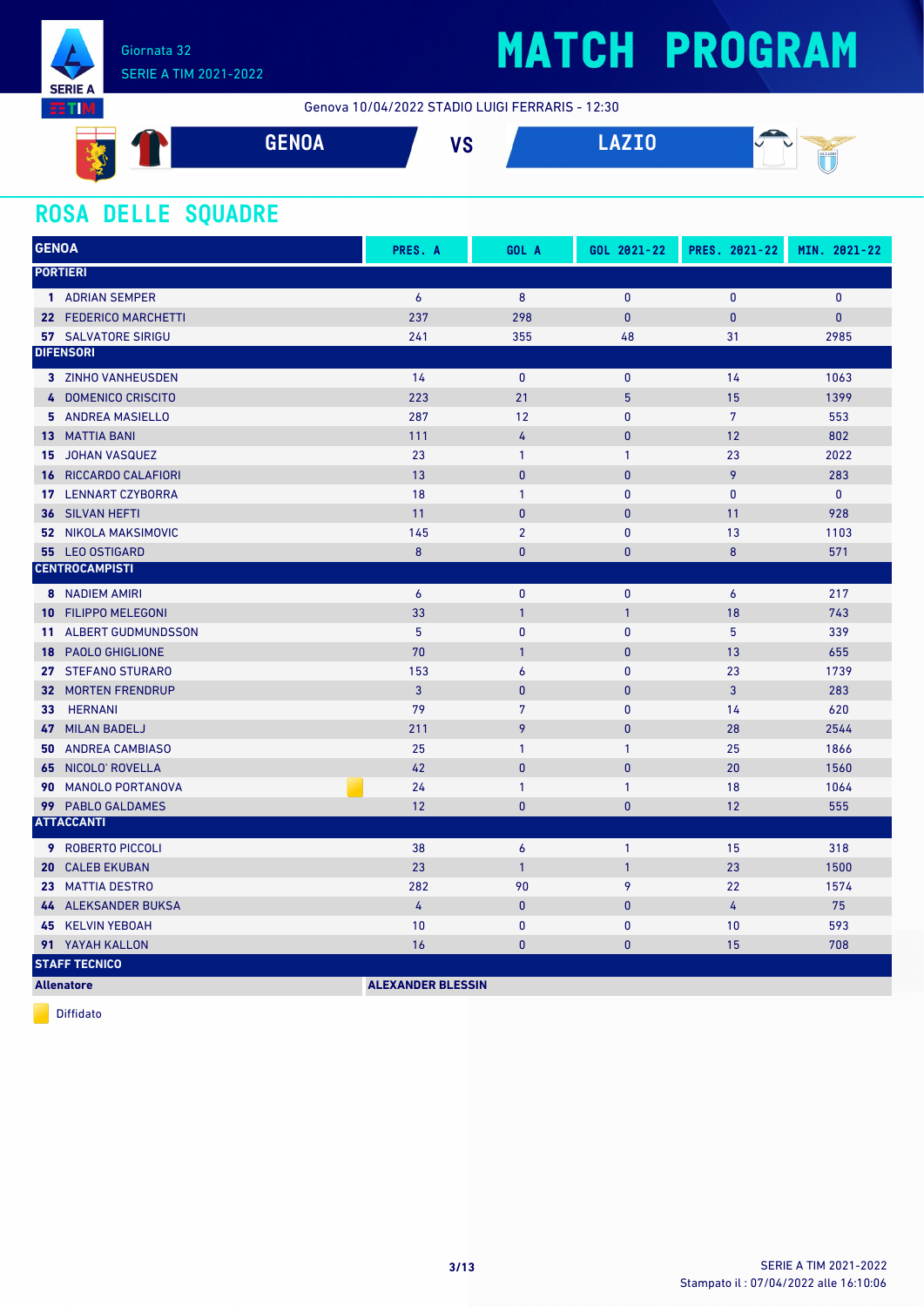Giornata 32
SERIE A TIM 2021-2022

# MATCH PROGRAM

Genova 10/04/2022 STADIO LUIGI FERRARIS - 12:30

**GENOA** VS **LAZIO**

## ROSA DELLE SQUADRE

| GENOA | PRES. A | GOL A | GOL 2021-22 | PRES. 2021-22 | MIN. 2021-22 |
|---|---|---|---|---|---|
| **PORTIERI** | | | | | |
| 1 ADRIAN SEMPER | 6 | 8 | 0 | 0 | 0 |
| 22 FEDERICO MARCHETTI | 237 | 298 | 0 | 0 | 0 |
| 57 SALVATORE SIRIGU | 241 | 355 | 48 | 31 | 2985 |
| **DIFENSORI** | | | | | |
| 3 ZINHO VANHEUSDEN | 14 | 0 | 0 | 14 | 1063 |
| 4 DOMENICO CRISCITO | 223 | 21 | 5 | 15 | 1399 |
| 5 ANDREA MASIELLO | 287 | 12 | 0 | 7 | 553 |
| 13 MATTIA BANI | 111 | 4 | 0 | 12 | 802 |
| 15 JOHAN VASQUEZ | 23 | 1 | 1 | 23 | 2022 |
| 16 RICCARDO CALAFIORI | 13 | 0 | 0 | 9 | 283 |
| 17 LENNART CZYBORRA | 18 | 1 | 0 | 0 | 0 |
| 36 SILVAN HEFTI | 11 | 0 | 0 | 11 | 928 |
| 52 NIKOLA MAKSIMOVIC | 145 | 2 | 0 | 13 | 1103 |
| 55 LEO OSTIGARD | 8 | 0 | 0 | 8 | 571 |
| **CENTROCAMPISTI** | | | | | |
| 8 NADIEM AMIRI | 6 | 0 | 0 | 6 | 217 |
| 10 FILIPPO MELEGONI | 33 | 1 | 1 | 18 | 743 |
| 11 ALBERT GUDMUNDSSON | 5 | 0 | 0 | 5 | 339 |
| 18 PAOLO GHIGLIONE | 70 | 1 | 0 | 13 | 655 |
| 27 STEFANO STURARO | 153 | 6 | 0 | 23 | 1739 |
| 32 MORTEN FRENDRUP | 3 | 0 | 0 | 3 | 283 |
| 33 HERNANI | 79 | 7 | 0 | 14 | 620 |
| 47 MILAN BADELJ | 211 | 9 | 0 | 28 | 2544 |
| 50 ANDREA CAMBIASO | 25 | 1 | 1 | 25 | 1866 |
| 65 NICOLO' ROVELLA | 42 | 0 | 0 | 20 | 1560 |
| 90 MANOLO PORTANOVA (Diffidato) | 24 | 1 | 1 | 18 | 1064 |
| 99 PABLO GALDAMES | 12 | 0 | 0 | 12 | 555 |
| **ATTACCANTI** | | | | | |
| 9 ROBERTO PICCOLI | 38 | 6 | 1 | 15 | 318 |
| 20 CALEB EKUBAN | 23 | 1 | 1 | 23 | 1500 |
| 23 MATTIA DESTRO | 282 | 90 | 9 | 22 | 1574 |
| 44 ALEKSANDER BUKSA | 4 | 0 | 0 | 4 | 75 |
| 45 KELVIN YEBOAH | 10 | 0 | 0 | 10 | 593 |
| 91 YAYAH KALLON | 16 | 0 | 0 | 15 | 708 |
| **STAFF TECNICO** | | | | | |
| **Allenatore** | **ALEXANDER BLESSIN** | | | | |

Diffidato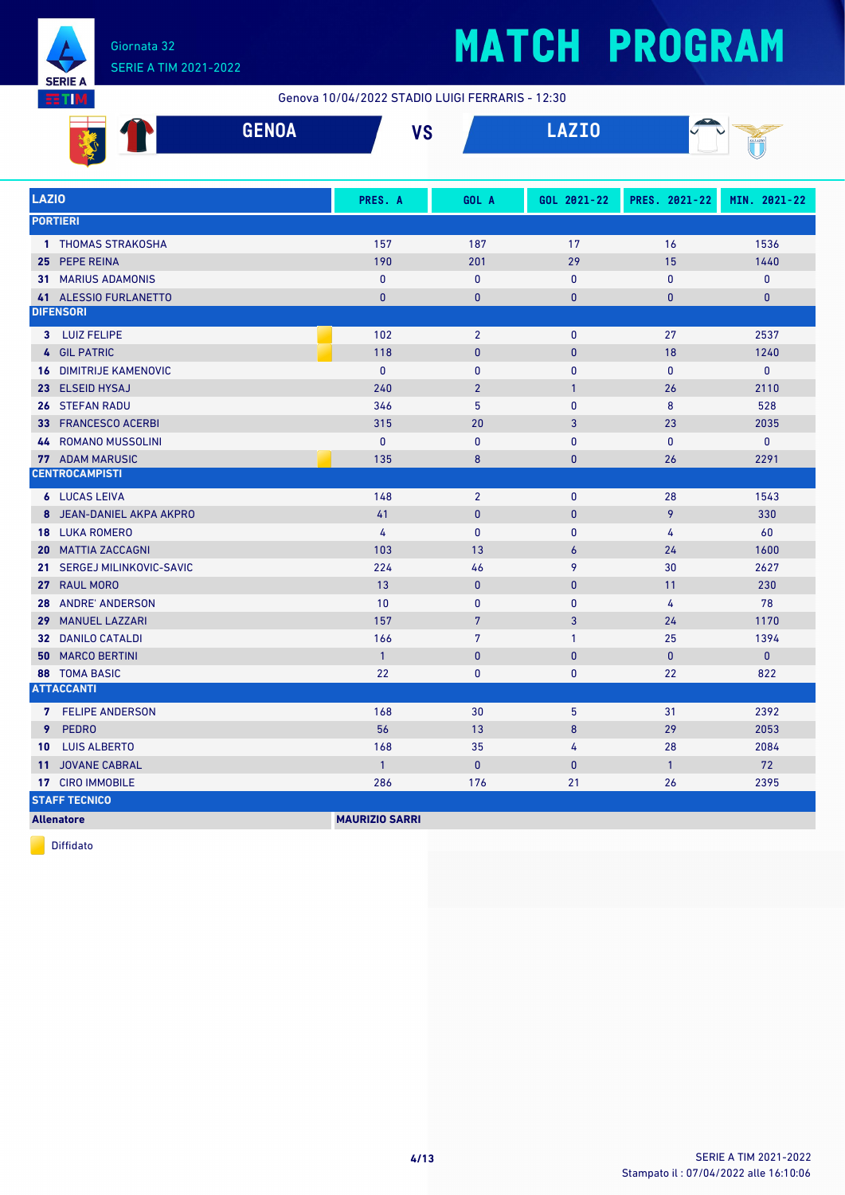# MATCH PROGRAM

Giornata 32
SERIE A TIM 2021-2022

Genova 10/04/2022 STADIO LUIGI FERRARIS - 12:30

## GENOA VS LAZIO

| LAZIO | PRES. A | GOL A | GOL 2021-22 | PRES. 2021-22 | MIN. 2021-22 |
|---|---|---|---|---|---|
| **PORTIERI** | | | | | |
| 1 THOMAS STRAKOSHA | 157 | 187 | 17 | 16 | 1536 |
| 25 PEPE REINA | 190 | 201 | 29 | 15 | 1440 |
| 31 MARIUS ADAMONIS | 0 | 0 | 0 | 0 | 0 |
| 41 ALESSIO FURLANETTO | 0 | 0 | 0 | 0 | 0 |
| **DIFENSORI** | | | | | |
| 3 LUIZ FELIPE (Diffidato) | 102 | 2 | 0 | 27 | 2537 |
| 4 GIL PATRIC (Diffidato) | 118 | 0 | 0 | 18 | 1240 |
| 16 DIMITRIJE KAMENOVIC | 0 | 0 | 0 | 0 | 0 |
| 23 ELSEID HYSAJ | 240 | 2 | 1 | 26 | 2110 |
| 26 STEFAN RADU | 346 | 5 | 0 | 8 | 528 |
| 33 FRANCESCO ACERBI | 315 | 20 | 3 | 23 | 2035 |
| 44 ROMANO MUSSOLINI | 0 | 0 | 0 | 0 | 0 |
| 77 ADAM MARUSIC (Diffidato) | 135 | 8 | 0 | 26 | 2291 |
| **CENTROCAMPISTI** | | | | | |
| 6 LUCAS LEIVA | 148 | 2 | 0 | 28 | 1543 |
| 8 JEAN-DANIEL AKPA AKPRO | 41 | 0 | 0 | 9 | 330 |
| 18 LUKA ROMERO | 4 | 0 | 0 | 4 | 60 |
| 20 MATTIA ZACCAGNI | 103 | 13 | 6 | 24 | 1600 |
| 21 SERGEJ MILINKOVIC-SAVIC | 224 | 46 | 9 | 30 | 2627 |
| 27 RAUL MORO | 13 | 0 | 0 | 11 | 230 |
| 28 ANDRE' ANDERSON | 10 | 0 | 0 | 4 | 78 |
| 29 MANUEL LAZZARI | 157 | 7 | 3 | 24 | 1170 |
| 32 DANILO CATALDI | 166 | 7 | 1 | 25 | 1394 |
| 50 MARCO BERTINI | 1 | 0 | 0 | 0 | 0 |
| 88 TOMA BASIC | 22 | 0 | 0 | 22 | 822 |
| **ATTACCANTI** | | | | | |
| 7 FELIPE ANDERSON | 168 | 30 | 5 | 31 | 2392 |
| 9 PEDRO | 56 | 13 | 8 | 29 | 2053 |
| 10 LUIS ALBERTO | 168 | 35 | 4 | 28 | 2084 |
| 11 JOVANE CABRAL | 1 | 0 | 0 | 1 | 72 |
| 17 CIRO IMMOBILE | 286 | 176 | 21 | 26 | 2395 |
| **STAFF TECNICO** | | | | | |
| **Allenatore** | **MAURIZIO SARRI** | | | | |

Diffidato

SERIE A TIM 2021-2022
Stampato il : 07/04/2022 alle 16:10:06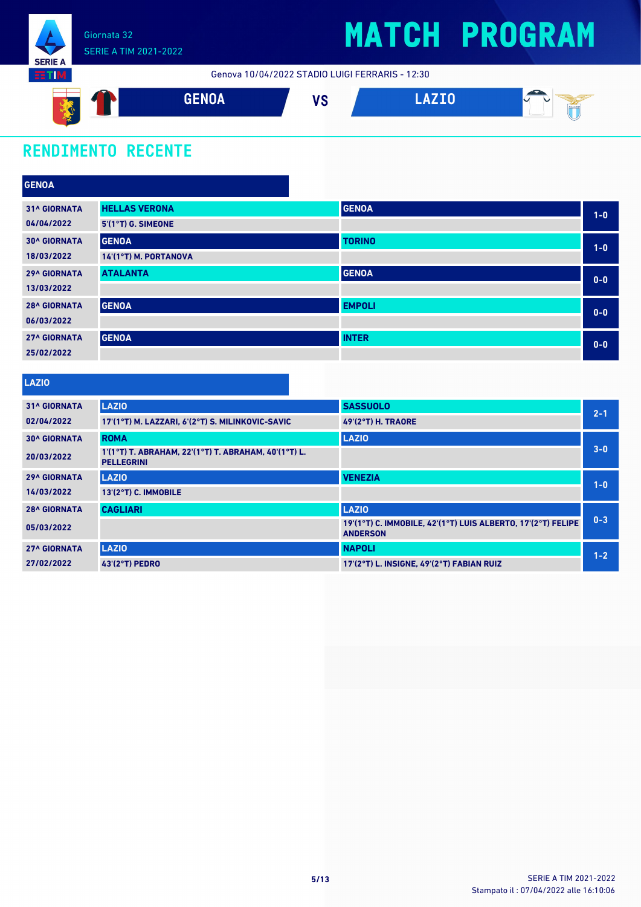Giornata 32
SERIE A TIM 2021-2022

# MATCH PROGRAM

Genova 10/04/2022 STADIO LUIGI FERRARIS - 12:30

**GENOA** VS **LAZIO**

## RENDIMENTO RECENTE

### GENOA

| Giornata | Casa | Trasferta | Risultato |
|---|---|---|---|
| 31^ GIORNATA 04/04/2022 | HELLAS VERONA<br>5'(1°T) G. SIMEONE | GENOA | 1-0 |
| 30^ GIORNATA 18/03/2022 | GENOA<br>14'(1°T) M. PORTANOVA | TORINO | 1-0 |
| 29^ GIORNATA 13/03/2022 | ATALANTA | GENOA | 0-0 |
| 28^ GIORNATA 06/03/2022 | GENOA | EMPOLI | 0-0 |
| 27^ GIORNATA 25/02/2022 | GENOA | INTER | 0-0 |

### LAZIO

| Giornata | Casa | Trasferta | Risultato |
|---|---|---|---|
| 31^ GIORNATA 02/04/2022 | LAZIO<br>17'(1°T) M. LAZZARI, 6'(2°T) S. MILINKOVIC-SAVIC | SASSUOLO<br>49'(2°T) H. TRAORE | 2-1 |
| 30^ GIORNATA 20/03/2022 | ROMA<br>1'(1°T) T. ABRAHAM, 22'(1°T) T. ABRAHAM, 40'(1°T) L. PELLEGRINI | LAZIO | 3-0 |
| 29^ GIORNATA 14/03/2022 | LAZIO<br>13'(2°T) C. IMMOBILE | VENEZIA | 1-0 |
| 28^ GIORNATA 05/03/2022 | CAGLIARI | LAZIO<br>19'(1°T) C. IMMOBILE, 42'(1°T) LUIS ALBERTO, 17'(2°T) FELIPE ANDERSON | 0-3 |
| 27^ GIORNATA 27/02/2022 | LAZIO<br>43'(2°T) PEDRO | NAPOLI<br>17'(2°T) L. INSIGNE, 49'(2°T) FABIAN RUIZ | 1-2 |

SERIE A TIM 2021-2022
Stampato il : 07/04/2022 alle 16:10:06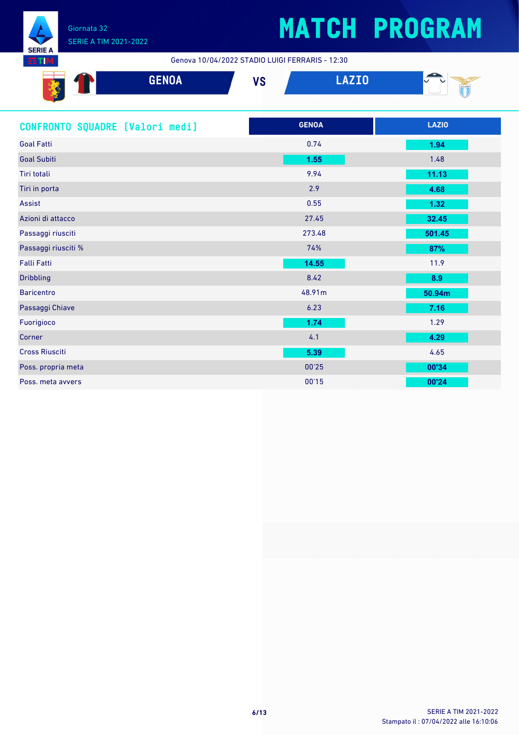# MATCH PROGRAM

Giornata 32
SERIE A TIM 2021-2022

Genova 10/04/2022 STADIO LUIGI FERRARIS - 12:30

**GENOA** VS **LAZIO**

## CONFRONTO SQUADRE [Valori medi]

| | GENOA | LAZIO |
|---|---|---|
| Goal Fatti | 0.74 | **1.94** |
| Goal Subiti | **1.55** | 1.48 |
| Tiri totali | 9.94 | **11.13** |
| Tiri in porta | 2.9 | **4.68** |
| Assist | 0.55 | **1.32** |
| Azioni di attacco | 27.45 | **32.45** |
| Passaggi riusciti | 273.48 | **501.45** |
| Passaggi riusciti % | 74% | **87%** |
| Falli Fatti | **14.55** | 11.9 |
| Dribbling | 8.42 | **8.9** |
| Baricentro | 48.91m | **50.94m** |
| Passaggi Chiave | 6.23 | **7.16** |
| Fuorigioco | **1.74** | 1.29 |
| Corner | 4.1 | **4.29** |
| Cross Riusciti | **5.39** | 4.65 |
| Poss. propria meta | 00'25 | **00'34** |
| Poss. meta avvers | 00'15 | **00'24** |

SERIE A TIM 2021-2022
Stampato il : 07/04/2022 alle 16:10:06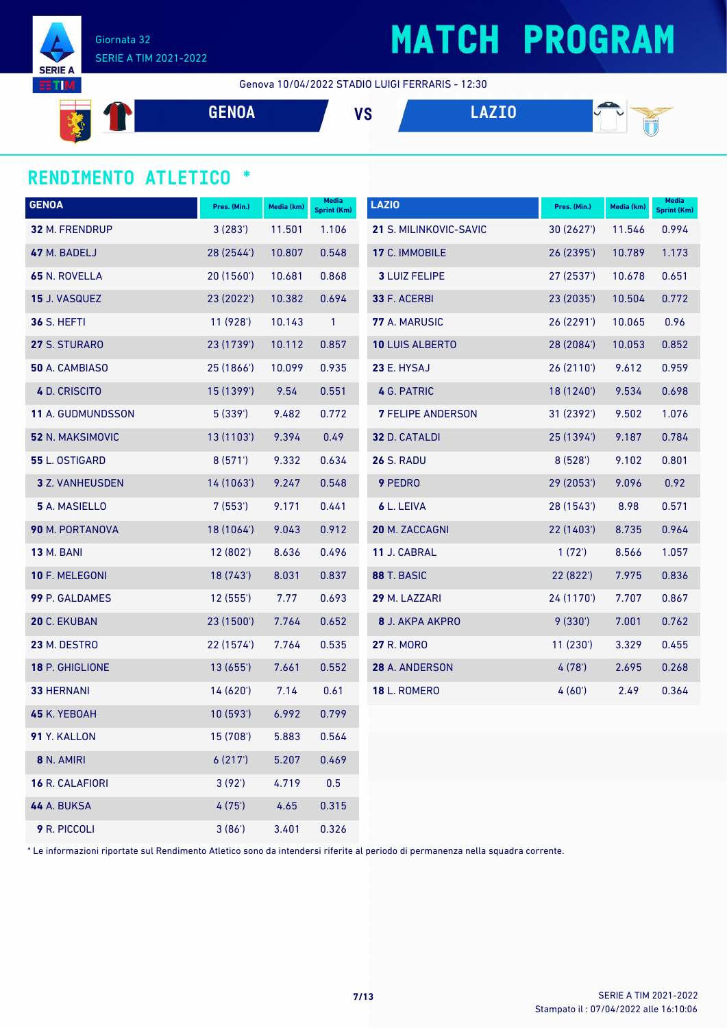Giornata 32
SERIE A TIM 2021-2022

# MATCH PROGRAM

Genova 10/04/2022 STADIO LUIGI FERRARIS - 12:30

**GENOA** VS **LAZIO**

## RENDIMENTO ATLETICO *

| GENOA | Pres. (Min.) | Media (km) | Media Sprint (Km) |
|---|---|---|---|
| **32** M. FRENDRUP | 3 (283') | 11.501 | 1.106 |
| **47** M. BADELJ | 28 (2544') | 10.807 | 0.548 |
| **65** N. ROVELLA | 20 (1560') | 10.681 | 0.868 |
| **15** J. VASQUEZ | 23 (2022') | 10.382 | 0.694 |
| **36** S. HEFTI | 11 (928') | 10.143 | 1 |
| **27** S. STURARO | 23 (1739') | 10.112 | 0.857 |
| **50** A. CAMBIASO | 25 (1866') | 10.099 | 0.935 |
| **4** D. CRISCITO | 15 (1399') | 9.54 | 0.551 |
| **11** A. GUDMUNDSSON | 5 (339') | 9.482 | 0.772 |
| **52** N. MAKSIMOVIC | 13 (1103') | 9.394 | 0.49 |
| **55** L. OSTIGARD | 8 (571') | 9.332 | 0.634 |
| **3** Z. VANHEUSDEN | 14 (1063') | 9.247 | 0.548 |
| **5** A. MASIELLO | 7 (553') | 9.171 | 0.441 |
| **90** M. PORTANOVA | 18 (1064') | 9.043 | 0.912 |
| **13** M. BANI | 12 (802') | 8.636 | 0.496 |
| **10** F. MELEGONI | 18 (743') | 8.031 | 0.837 |
| **99** P. GALDAMES | 12 (555') | 7.77 | 0.693 |
| **20** C. EKUBAN | 23 (1500') | 7.764 | 0.652 |
| **23** M. DESTRO | 22 (1574') | 7.764 | 0.535 |
| **18** P. GHIGLIONE | 13 (655') | 7.661 | 0.552 |
| **33** HERNANI | 14 (620') | 7.14 | 0.61 |
| **45** K. YEBOAH | 10 (593') | 6.992 | 0.799 |
| **91** Y. KALLON | 15 (708') | 5.883 | 0.564 |
| **8** N. AMIRI | 6 (217') | 5.207 | 0.469 |
| **16** R. CALAFIORI | 3 (92') | 4.719 | 0.5 |
| **44** A. BUKSA | 4 (75') | 4.65 | 0.315 |
| **9** R. PICCOLI | 3 (86') | 3.401 | 0.326 |

| LAZIO | Pres. (Min.) | Media (km) | Media Sprint (Km) |
|---|---|---|---|
| **21** S. MILINKOVIC-SAVIC | 30 (2627') | 11.546 | 0.994 |
| **17** C. IMMOBILE | 26 (2395') | 10.789 | 1.173 |
| **3** LUIZ FELIPE | 27 (2537') | 10.678 | 0.651 |
| **33** F. ACERBI | 23 (2035') | 10.504 | 0.772 |
| **77** A. MARUSIC | 26 (2291') | 10.065 | 0.96 |
| **10** LUIS ALBERTO | 28 (2084') | 10.053 | 0.852 |
| **23** E. HYSAJ | 26 (2110') | 9.612 | 0.959 |
| **4** G. PATRIC | 18 (1240') | 9.534 | 0.698 |
| **7** FELIPE ANDERSON | 31 (2392') | 9.502 | 1.076 |
| **32** D. CATALDI | 25 (1394') | 9.187 | 0.784 |
| **26** S. RADU | 8 (528') | 9.102 | 0.801 |
| **9** PEDRO | 29 (2053') | 9.096 | 0.92 |
| **6** L. LEIVA | 28 (1543') | 8.98 | 0.571 |
| **20** M. ZACCAGNI | 22 (1403') | 8.735 | 0.964 |
| **11** J. CABRAL | 1 (72') | 8.566 | 1.057 |
| **88** T. BASIC | 22 (822') | 7.975 | 0.836 |
| **29** M. LAZZARI | 24 (1170') | 7.707 | 0.867 |
| **8** J. AKPA AKPRO | 9 (330') | 7.001 | 0.762 |
| **27** R. MORO | 11 (230') | 3.329 | 0.455 |
| **28** A. ANDERSON | 4 (78') | 2.695 | 0.268 |
| **18** L. ROMERO | 4 (60') | 2.49 | 0.364 |

* Le informazioni riportate sul Rendimento Atletico sono da intendersi riferite al periodo di permanenza nella squadra corrente.

Stampato il : 07/04/2022 alle 16:10:06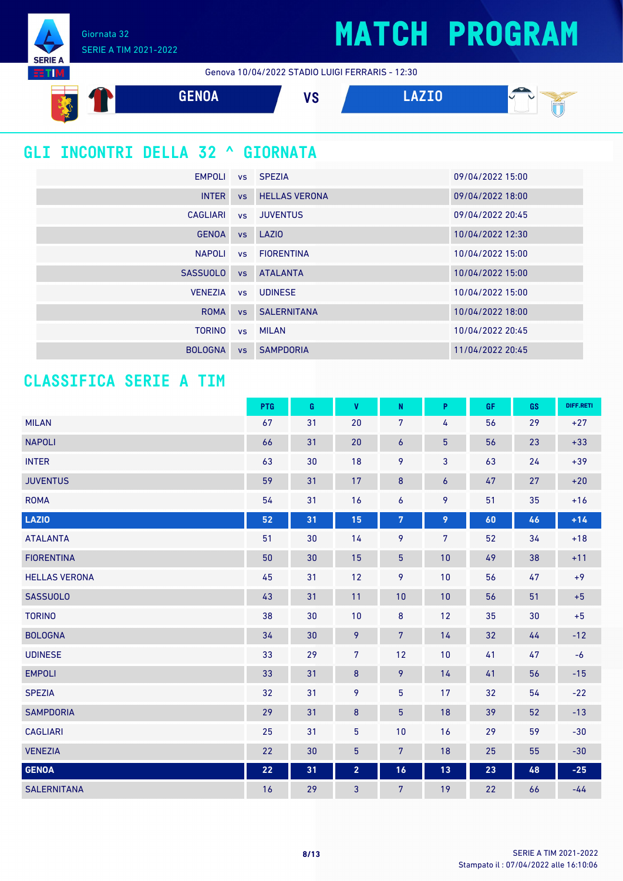# MATCH PROGRAM

Giornata 32
SERIE A TIM 2021-2022

Genova 10/04/2022 STADIO LUIGI FERRARIS - 12:30

**GENOA** VS **LAZIO**

## GLI INCONTRI DELLA 32 ^ GIORNATA

| | | | |
|---|---|---|---|
| EMPOLI | vs | SPEZIA | 09/04/2022 15:00 |
| INTER | vs | HELLAS VERONA | 09/04/2022 18:00 |
| CAGLIARI | vs | JUVENTUS | 09/04/2022 20:45 |
| GENOA | vs | LAZIO | 10/04/2022 12:30 |
| NAPOLI | vs | FIORENTINA | 10/04/2022 15:00 |
| SASSUOLO | vs | ATALANTA | 10/04/2022 15:00 |
| VENEZIA | vs | UDINESE | 10/04/2022 15:00 |
| ROMA | vs | SALERNITANA | 10/04/2022 18:00 |
| TORINO | vs | MILAN | 10/04/2022 20:45 |
| BOLOGNA | vs | SAMPDORIA | 11/04/2022 20:45 |

## CLASSIFICA SERIE A TIM

| | PTG | G | V | N | P | GF | GS | DIFF.RETI |
|---|---|---|---|---|---|---|---|---|
| MILAN | 67 | 31 | 20 | 7 | 4 | 56 | 29 | +27 |
| NAPOLI | 66 | 31 | 20 | 6 | 5 | 56 | 23 | +33 |
| INTER | 63 | 30 | 18 | 9 | 3 | 63 | 24 | +39 |
| JUVENTUS | 59 | 31 | 17 | 8 | 6 | 47 | 27 | +20 |
| ROMA | 54 | 31 | 16 | 6 | 9 | 51 | 35 | +16 |
| **LAZIO** | **52** | **31** | **15** | **7** | **9** | **60** | **46** | **+14** |
| ATALANTA | 51 | 30 | 14 | 9 | 7 | 52 | 34 | +18 |
| FIORENTINA | 50 | 30 | 15 | 5 | 10 | 49 | 38 | +11 |
| HELLAS VERONA | 45 | 31 | 12 | 9 | 10 | 56 | 47 | +9 |
| SASSUOLO | 43 | 31 | 11 | 10 | 10 | 56 | 51 | +5 |
| TORINO | 38 | 30 | 10 | 8 | 12 | 35 | 30 | +5 |
| BOLOGNA | 34 | 30 | 9 | 7 | 14 | 32 | 44 | -12 |
| UDINESE | 33 | 29 | 7 | 12 | 10 | 41 | 47 | -6 |
| EMPOLI | 33 | 31 | 8 | 9 | 14 | 41 | 56 | -15 |
| SPEZIA | 32 | 31 | 9 | 5 | 17 | 32 | 54 | -22 |
| SAMPDORIA | 29 | 31 | 8 | 5 | 18 | 39 | 52 | -13 |
| CAGLIARI | 25 | 31 | 5 | 10 | 16 | 29 | 59 | -30 |
| VENEZIA | 22 | 30 | 5 | 7 | 18 | 25 | 55 | -30 |
| **GENOA** | **22** | **31** | **2** | **16** | **13** | **23** | **48** | **-25** |
| SALERNITANA | 16 | 29 | 3 | 7 | 19 | 22 | 66 | -44 |

SERIE A TIM 2021-2022
Stampato il : 07/04/2022 alle 16:10:06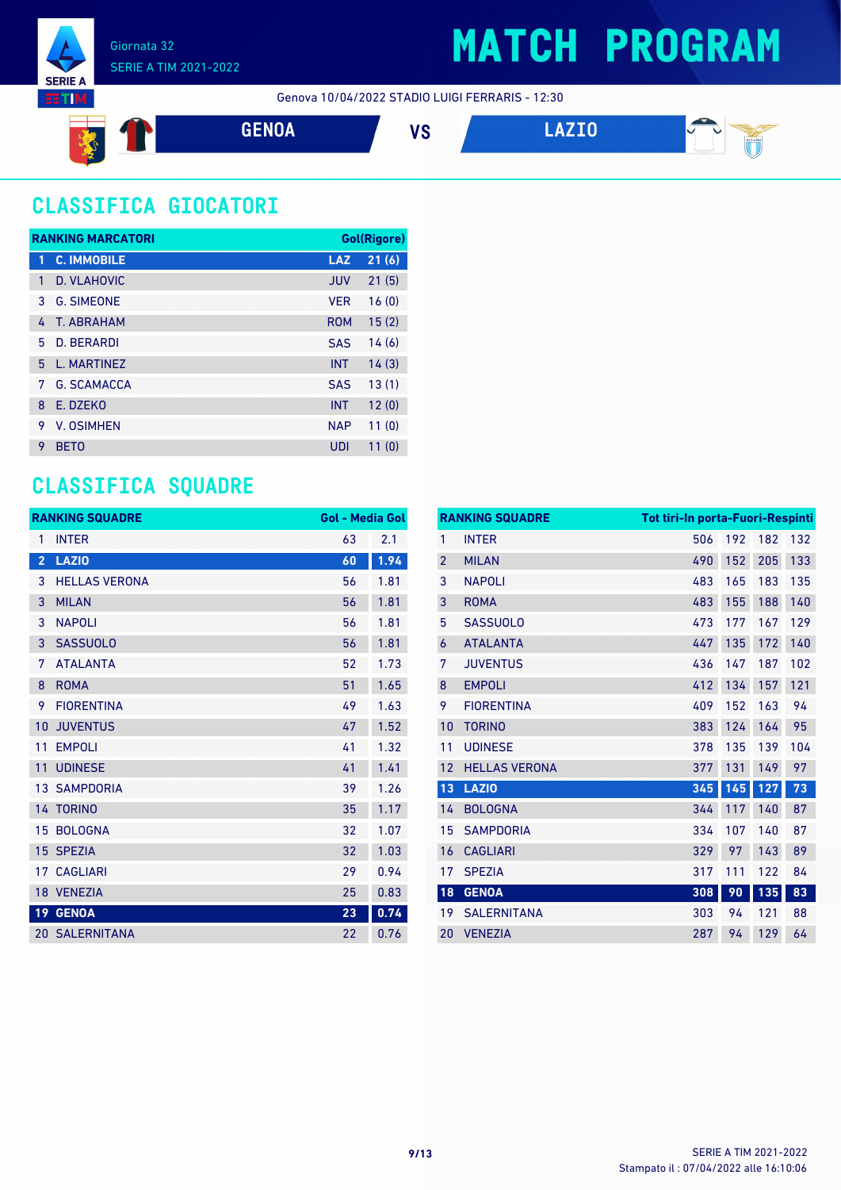Giornata 32
SERIE A TIM 2021-2022

# MATCH PROGRAM

Genova 10/04/2022 STADIO LUIGI FERRARIS - 12:30

**GENOA** VS **LAZIO**

## CLASSIFICA GIOCATORI

| RANKING MARCATORI | | | Gol(Rigore) |
|---|---|---|---|
| 1 | C. IMMOBILE | LAZ | 21 (6) |
| 1 | D. VLAHOVIC | JUV | 21 (5) |
| 3 | G. SIMEONE | VER | 16 (0) |
| 4 | T. ABRAHAM | ROM | 15 (2) |
| 5 | D. BERARDI | SAS | 14 (6) |
| 5 | L. MARTINEZ | INT | 14 (3) |
| 7 | G. SCAMACCA | SAS | 13 (1) |
| 8 | E. DZEKO | INT | 12 (0) |
| 9 | V. OSIMHEN | NAP | 11 (0) |
| 9 | BETO | UDI | 11 (0) |

## CLASSIFICA SQUADRE

| RANKING SQUADRE | | Gol | Media Gol |
|---|---|---|---|
| 1 | INTER | 63 | 2.1 |
| 2 | LAZIO | 60 | 1.94 |
| 3 | HELLAS VERONA | 56 | 1.81 |
| 3 | MILAN | 56 | 1.81 |
| 3 | NAPOLI | 56 | 1.81 |
| 3 | SASSUOLO | 56 | 1.81 |
| 7 | ATALANTA | 52 | 1.73 |
| 8 | ROMA | 51 | 1.65 |
| 9 | FIORENTINA | 49 | 1.63 |
| 10 | JUVENTUS | 47 | 1.52 |
| 11 | EMPOLI | 41 | 1.32 |
| 11 | UDINESE | 41 | 1.41 |
| 13 | SAMPDORIA | 39 | 1.26 |
| 14 | TORINO | 35 | 1.17 |
| 15 | BOLOGNA | 32 | 1.07 |
| 15 | SPEZIA | 32 | 1.03 |
| 17 | CAGLIARI | 29 | 0.94 |
| 18 | VENEZIA | 25 | 0.83 |
| 19 | GENOA | 23 | 0.74 |
| 20 | SALERNITANA | 22 | 0.76 |

| RANKING SQUADRE | | Tot tiri | In porta | Fuori | Respinti |
|---|---|---|---|---|---|
| 1 | INTER | 506 | 192 | 182 | 132 |
| 2 | MILAN | 490 | 152 | 205 | 133 |
| 3 | NAPOLI | 483 | 165 | 183 | 135 |
| 3 | ROMA | 483 | 155 | 188 | 140 |
| 5 | SASSUOLO | 473 | 177 | 167 | 129 |
| 6 | ATALANTA | 447 | 135 | 172 | 140 |
| 7 | JUVENTUS | 436 | 147 | 187 | 102 |
| 8 | EMPOLI | 412 | 134 | 157 | 121 |
| 9 | FIORENTINA | 409 | 152 | 163 | 94 |
| 10 | TORINO | 383 | 124 | 164 | 95 |
| 11 | UDINESE | 378 | 135 | 139 | 104 |
| 12 | HELLAS VERONA | 377 | 131 | 149 | 97 |
| 13 | LAZIO | 345 | 145 | 127 | 73 |
| 14 | BOLOGNA | 344 | 117 | 140 | 87 |
| 15 | SAMPDORIA | 334 | 107 | 140 | 87 |
| 16 | CAGLIARI | 329 | 97 | 143 | 89 |
| 17 | SPEZIA | 317 | 111 | 122 | 84 |
| 18 | GENOA | 308 | 90 | 135 | 83 |
| 19 | SALERNITANA | 303 | 94 | 121 | 88 |
| 20 | VENEZIA | 287 | 94 | 129 | 64 |

SERIE A TIM 2021-2022
Stampato il : 07/04/2022 alle 16:10:06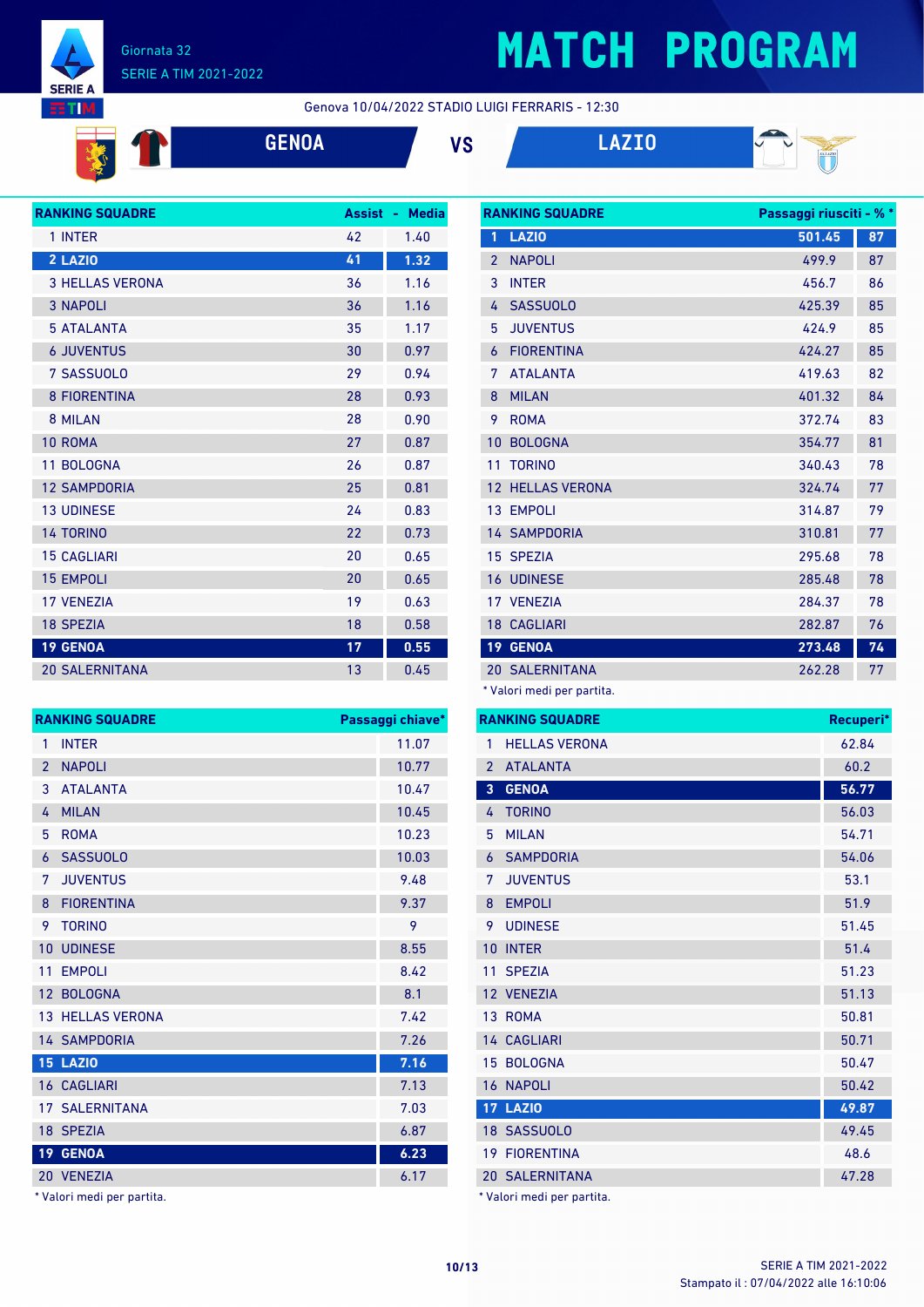# MATCH PROGRAM

Giornata 32
SERIE A TIM 2021-2022

Genova 10/04/2022 STADIO LUIGI FERRARIS - 12:30

**GENOA** VS **LAZIO**

| RANKING SQUADRE | Assist | Media |
|---|---|---|
| 1 INTER | 42 | 1.40 |
| 2 LAZIO | 41 | 1.32 |
| 3 HELLAS VERONA | 36 | 1.16 |
| 3 NAPOLI | 36 | 1.16 |
| 5 ATALANTA | 35 | 1.17 |
| 6 JUVENTUS | 30 | 0.97 |
| 7 SASSUOLO | 29 | 0.94 |
| 8 FIORENTINA | 28 | 0.93 |
| 8 MILAN | 28 | 0.90 |
| 10 ROMA | 27 | 0.87 |
| 11 BOLOGNA | 26 | 0.87 |
| 12 SAMPDORIA | 25 | 0.81 |
| 13 UDINESE | 24 | 0.83 |
| 14 TORINO | 22 | 0.73 |
| 15 CAGLIARI | 20 | 0.65 |
| 15 EMPOLI | 20 | 0.65 |
| 17 VENEZIA | 19 | 0.63 |
| 18 SPEZIA | 18 | 0.58 |
| 19 GENOA | 17 | 0.55 |
| 20 SALERNITANA | 13 | 0.45 |

| RANKING SQUADRE | Passaggi riusciti* | % * |
|---|---|---|
| 1 LAZIO | 501.45 | 87 |
| 2 NAPOLI | 499.9 | 87 |
| 3 INTER | 456.7 | 86 |
| 4 SASSUOLO | 425.39 | 85 |
| 5 JUVENTUS | 424.9 | 85 |
| 6 FIORENTINA | 424.27 | 85 |
| 7 ATALANTA | 419.63 | 82 |
| 8 MILAN | 401.32 | 84 |
| 9 ROMA | 372.74 | 83 |
| 10 BOLOGNA | 354.77 | 81 |
| 11 TORINO | 340.43 | 78 |
| 12 HELLAS VERONA | 324.74 | 77 |
| 13 EMPOLI | 314.87 | 79 |
| 14 SAMPDORIA | 310.81 | 77 |
| 15 SPEZIA | 295.68 | 78 |
| 16 UDINESE | 285.48 | 78 |
| 17 VENEZIA | 284.37 | 78 |
| 18 CAGLIARI | 282.87 | 76 |
| 19 GENOA | 273.48 | 74 |
| 20 SALERNITANA | 262.28 | 77 |

* Valori medi per partita.

| RANKING SQUADRE | Passaggi chiave* |
|---|---|
| 1 INTER | 11.07 |
| 2 NAPOLI | 10.77 |
| 3 ATALANTA | 10.47 |
| 4 MILAN | 10.45 |
| 5 ROMA | 10.23 |
| 6 SASSUOLO | 10.03 |
| 7 JUVENTUS | 9.48 |
| 8 FIORENTINA | 9.37 |
| 9 TORINO | 9 |
| 10 UDINESE | 8.55 |
| 11 EMPOLI | 8.42 |
| 12 BOLOGNA | 8.1 |
| 13 HELLAS VERONA | 7.42 |
| 14 SAMPDORIA | 7.26 |
| 15 LAZIO | 7.16 |
| 16 CAGLIARI | 7.13 |
| 17 SALERNITANA | 7.03 |
| 18 SPEZIA | 6.87 |
| 19 GENOA | 6.23 |
| 20 VENEZIA | 6.17 |

* Valori medi per partita.

| RANKING SQUADRE | Recuperi* |
|---|---|
| 1 HELLAS VERONA | 62.84 |
| 2 ATALANTA | 60.2 |
| 3 GENOA | 56.77 |
| 4 TORINO | 56.03 |
| 5 MILAN | 54.71 |
| 6 SAMPDORIA | 54.06 |
| 7 JUVENTUS | 53.1 |
| 8 EMPOLI | 51.9 |
| 9 UDINESE | 51.45 |
| 10 INTER | 51.4 |
| 11 SPEZIA | 51.23 |
| 12 VENEZIA | 51.13 |
| 13 ROMA | 50.81 |
| 14 CAGLIARI | 50.71 |
| 15 BOLOGNA | 50.47 |
| 16 NAPOLI | 50.42 |
| 17 LAZIO | 49.87 |
| 18 SASSUOLO | 49.45 |
| 19 FIORENTINA | 48.6 |
| 20 SALERNITANA | 47.28 |

* Valori medi per partita.

SERIE A TIM 2021-2022
Stampato il : 07/04/2022 alle 16:10:06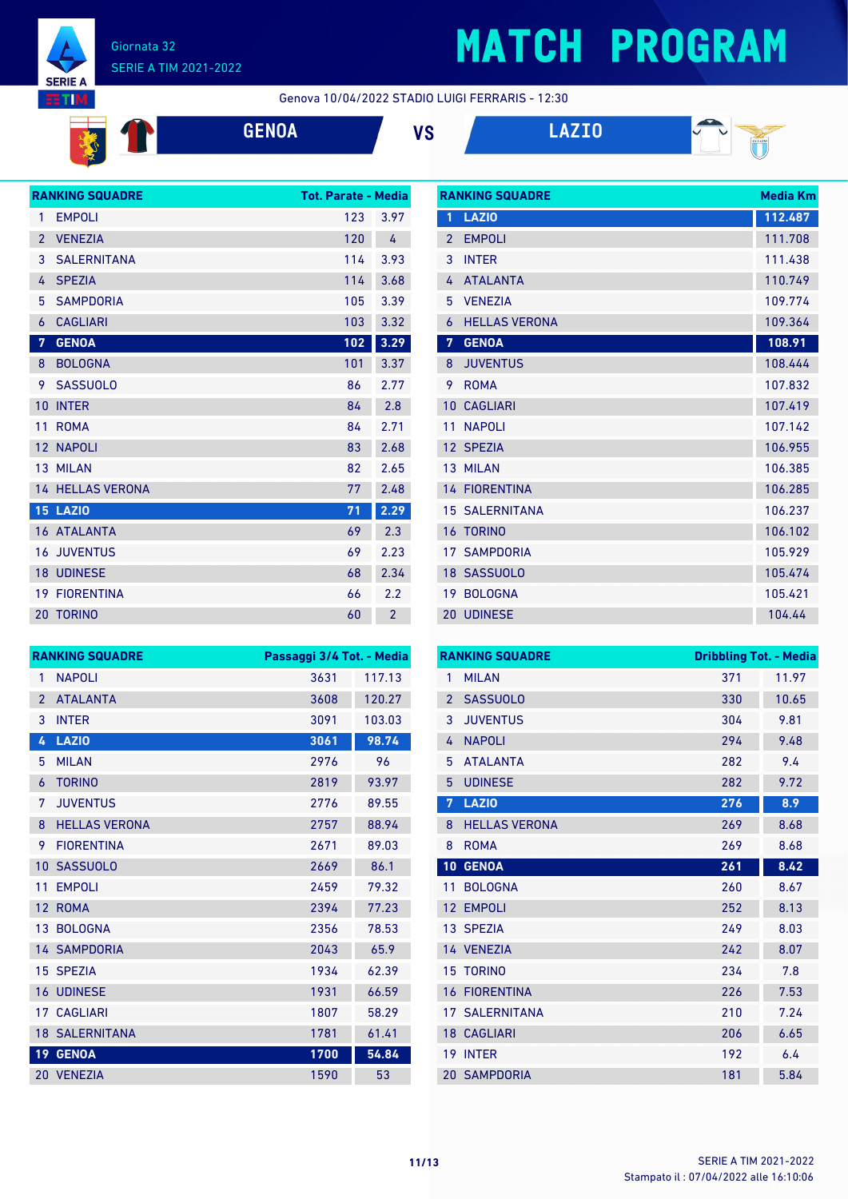Giornata 32

SERIE A TIM 2021-2022

# MATCH PROGRAM

Genova 10/04/2022 STADIO LUIGI FERRARIS - 12:30

## GENOA VS LAZIO

| RANKING SQUADRE | | Tot. Parate | Media |
|---|---|---|---|
| 1 | EMPOLI | 123 | 3.97 |
| 2 | VENEZIA | 120 | 4 |
| 3 | SALERNITANA | 114 | 3.93 |
| 4 | SPEZIA | 114 | 3.68 |
| 5 | SAMPDORIA | 105 | 3.39 |
| 6 | CAGLIARI | 103 | 3.32 |
| **7** | **GENOA** | **102** | **3.29** |
| 8 | BOLOGNA | 101 | 3.37 |
| 9 | SASSUOLO | 86 | 2.77 |
| 10 | INTER | 84 | 2.8 |
| 11 | ROMA | 84 | 2.71 |
| 12 | NAPOLI | 83 | 2.68 |
| 13 | MILAN | 82 | 2.65 |
| 14 | HELLAS VERONA | 77 | 2.48 |
| **15** | **LAZIO** | **71** | **2.29** |
| 16 | ATALANTA | 69 | 2.3 |
| 16 | JUVENTUS | 69 | 2.23 |
| 18 | UDINESE | 68 | 2.34 |
| 19 | FIORENTINA | 66 | 2.2 |
| 20 | TORINO | 60 | 2 |

| RANKING SQUADRE | | Media Km |
|---|---|---|
| **1** | **LAZIO** | **112.487** |
| 2 | EMPOLI | 111.708 |
| 3 | INTER | 111.438 |
| 4 | ATALANTA | 110.749 |
| 5 | VENEZIA | 109.774 |
| 6 | HELLAS VERONA | 109.364 |
| **7** | **GENOA** | **108.91** |
| 8 | JUVENTUS | 108.444 |
| 9 | ROMA | 107.832 |
| 10 | CAGLIARI | 107.419 |
| 11 | NAPOLI | 107.142 |
| 12 | SPEZIA | 106.955 |
| 13 | MILAN | 106.385 |
| 14 | FIORENTINA | 106.285 |
| 15 | SALERNITANA | 106.237 |
| 16 | TORINO | 106.102 |
| 17 | SAMPDORIA | 105.929 |
| 18 | SASSUOLO | 105.474 |
| 19 | BOLOGNA | 105.421 |
| 20 | UDINESE | 104.44 |

| RANKING SQUADRE | | Passaggi 3/4 Tot. | Media |
|---|---|---|---|
| 1 | NAPOLI | 3631 | 117.13 |
| 2 | ATALANTA | 3608 | 120.27 |
| 3 | INTER | 3091 | 103.03 |
| **4** | **LAZIO** | **3061** | **98.74** |
| 5 | MILAN | 2976 | 96 |
| 6 | TORINO | 2819 | 93.97 |
| 7 | JUVENTUS | 2776 | 89.55 |
| 8 | HELLAS VERONA | 2757 | 88.94 |
| 9 | FIORENTINA | 2671 | 89.03 |
| 10 | SASSUOLO | 2669 | 86.1 |
| 11 | EMPOLI | 2459 | 79.32 |
| 12 | ROMA | 2394 | 77.23 |
| 13 | BOLOGNA | 2356 | 78.53 |
| 14 | SAMPDORIA | 2043 | 65.9 |
| 15 | SPEZIA | 1934 | 62.39 |
| 16 | UDINESE | 1931 | 66.59 |
| 17 | CAGLIARI | 1807 | 58.29 |
| 18 | SALERNITANA | 1781 | 61.41 |
| **19** | **GENOA** | **1700** | **54.84** |
| 20 | VENEZIA | 1590 | 53 |

| RANKING SQUADRE | | Dribbling Tot. | Media |
|---|---|---|---|
| 1 | MILAN | 371 | 11.97 |
| 2 | SASSUOLO | 330 | 10.65 |
| 3 | JUVENTUS | 304 | 9.81 |
| 4 | NAPOLI | 294 | 9.48 |
| 5 | ATALANTA | 282 | 9.4 |
| 5 | UDINESE | 282 | 9.72 |
| **7** | **LAZIO** | **276** | **8.9** |
| 8 | HELLAS VERONA | 269 | 8.68 |
| 8 | ROMA | 269 | 8.68 |
| **10** | **GENOA** | **261** | **8.42** |
| 11 | BOLOGNA | 260 | 8.67 |
| 12 | EMPOLI | 252 | 8.13 |
| 13 | SPEZIA | 249 | 8.03 |
| 14 | VENEZIA | 242 | 8.07 |
| 15 | TORINO | 234 | 7.8 |
| 16 | FIORENTINA | 226 | 7.53 |
| 17 | SALERNITANA | 210 | 7.24 |
| 18 | CAGLIARI | 206 | 6.65 |
| 19 | INTER | 192 | 6.4 |
| 20 | SAMPDORIA | 181 | 5.84 |

Stampato il : 07/04/2022 alle 16:10:06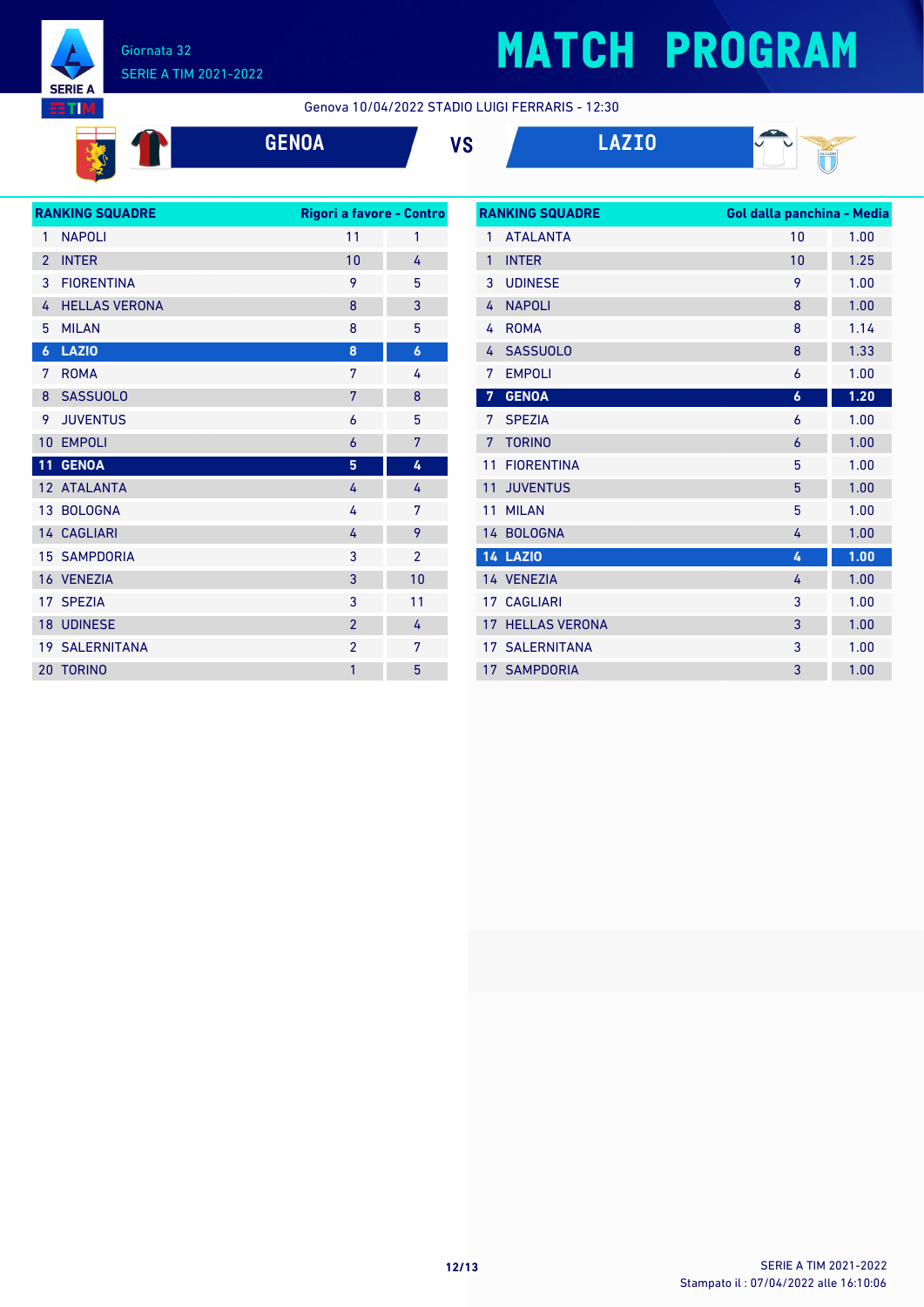Giornata 32
SERIE A TIM 2021-2022

# MATCH PROGRAM

Genova 10/04/2022 STADIO LUIGI FERRARIS - 12:30

## GENOA VS LAZIO

| RANKING SQUADRE | | Rigori a favore | Contro |
|---|---|---|---|
| 1 | NAPOLI | 11 | 1 |
| 2 | INTER | 10 | 4 |
| 3 | FIORENTINA | 9 | 5 |
| 4 | HELLAS VERONA | 8 | 3 |
| 5 | MILAN | 8 | 5 |
| 6 | **LAZIO** | **8** | **6** |
| 7 | ROMA | 7 | 4 |
| 8 | SASSUOLO | 7 | 8 |
| 9 | JUVENTUS | 6 | 5 |
| 10 | EMPOLI | 6 | 7 |
| 11 | **GENOA** | **5** | **4** |
| 12 | ATALANTA | 4 | 4 |
| 13 | BOLOGNA | 4 | 7 |
| 14 | CAGLIARI | 4 | 9 |
| 15 | SAMPDORIA | 3 | 2 |
| 16 | VENEZIA | 3 | 10 |
| 17 | SPEZIA | 3 | 11 |
| 18 | UDINESE | 2 | 4 |
| 19 | SALERNITANA | 2 | 7 |
| 20 | TORINO | 1 | 5 |

| RANKING SQUADRE | | Gol dalla panchina | Media |
|---|---|---|---|
| 1 | ATALANTA | 10 | 1.00 |
| 1 | INTER | 10 | 1.25 |
| 3 | UDINESE | 9 | 1.00 |
| 4 | NAPOLI | 8 | 1.00 |
| 4 | ROMA | 8 | 1.14 |
| 4 | SASSUOLO | 8 | 1.33 |
| 7 | EMPOLI | 6 | 1.00 |
| 7 | **GENOA** | **6** | **1.20** |
| 7 | SPEZIA | 6 | 1.00 |
| 7 | TORINO | 6 | 1.00 |
| 11 | FIORENTINA | 5 | 1.00 |
| 11 | JUVENTUS | 5 | 1.00 |
| 11 | MILAN | 5 | 1.00 |
| 14 | BOLOGNA | 4 | 1.00 |
| 14 | **LAZIO** | **4** | **1.00** |
| 14 | VENEZIA | 4 | 1.00 |
| 17 | CAGLIARI | 3 | 1.00 |
| 17 | HELLAS VERONA | 3 | 1.00 |
| 17 | SALERNITANA | 3 | 1.00 |
| 17 | SAMPDORIA | 3 | 1.00 |

SERIE A TIM 2021-2022
Stampato il : 07/04/2022 alle 16:10:06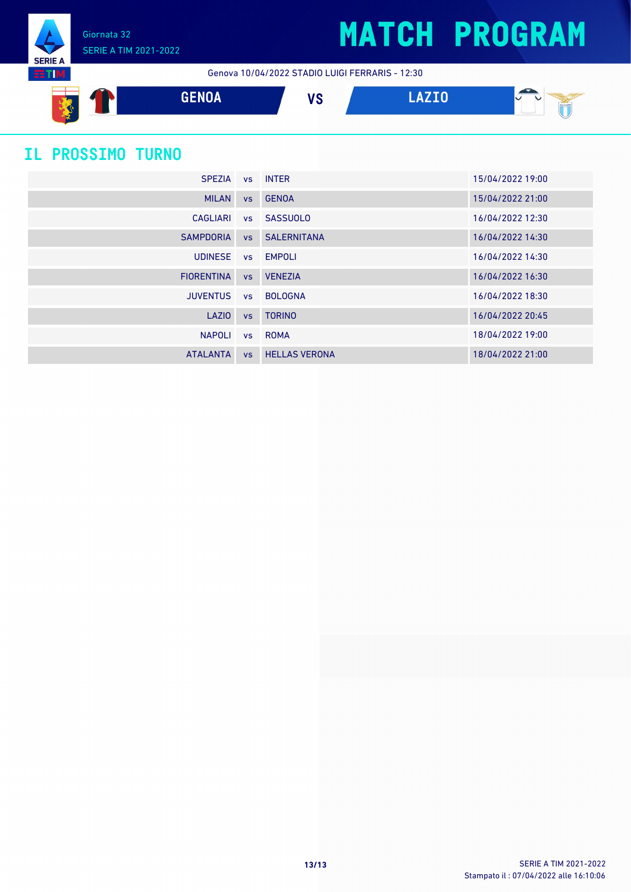Giornata 32
SERIE A TIM 2021-2022

# MATCH PROGRAM

Genova 10/04/2022 STADIO LUIGI FERRARIS - 12:30

**GENOA** VS **LAZIO**

## IL PROSSIMO TURNO

| | | | |
|---|---|---|---|
| SPEZIA | vs | INTER | 15/04/2022 19:00 |
| MILAN | vs | GENOA | 15/04/2022 21:00 |
| CAGLIARI | vs | SASSUOLO | 16/04/2022 12:30 |
| SAMPDORIA | vs | SALERNITANA | 16/04/2022 14:30 |
| UDINESE | vs | EMPOLI | 16/04/2022 14:30 |
| FIORENTINA | vs | VENEZIA | 16/04/2022 16:30 |
| JUVENTUS | vs | BOLOGNA | 16/04/2022 18:30 |
| LAZIO | vs | TORINO | 16/04/2022 20:45 |
| NAPOLI | vs | ROMA | 18/04/2022 19:00 |
| ATALANTA | vs | HELLAS VERONA | 18/04/2022 21:00 |

SERIE A TIM 2021-2022
Stampato il : 07/04/2022 alle 16:10:06